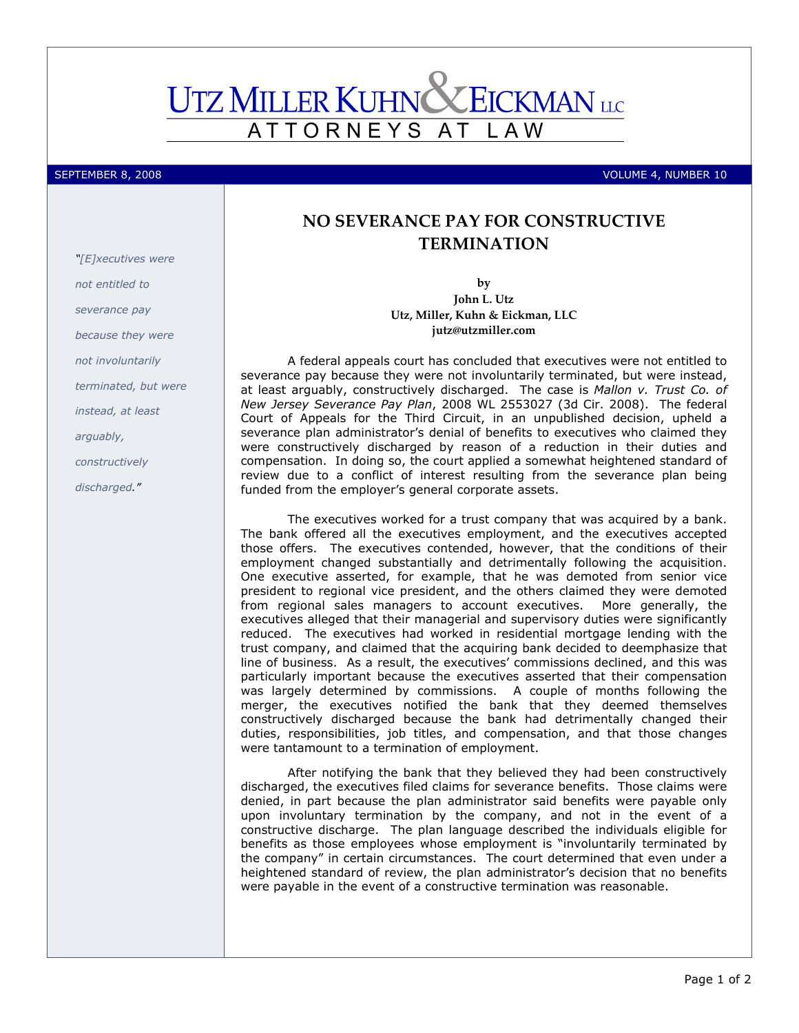# UTZ MILLER KUHN & EICKMAN LLC

ATTORNEYS AT LAW

SEPTEMBER 8, 2008 VOLUME 4, NUMBER 10

*"[E]xecutives were not entitled to severance pay because they were not involuntarily terminated, but were instead, at least arguably, constructively discharged."*

## NO SEVERANCE PAY FOR CONSTRUCTIVE TERMINATION

**by**
**John L. Utz**
**Utz, Miller, Kuhn & Eickman, LLC**
**jutz@utzmiller.com**

A federal appeals court has concluded that executives were not entitled to severance pay because they were not involuntarily terminated, but were instead, at least arguably, constructively discharged. The case is *Mallon v. Trust Co. of New Jersey Severance Pay Plan*, 2008 WL 2553027 (3d Cir. 2008). The federal Court of Appeals for the Third Circuit, in an unpublished decision, upheld a severance plan administrator's denial of benefits to executives who claimed they were constructively discharged by reason of a reduction in their duties and compensation. In doing so, the court applied a somewhat heightened standard of review due to a conflict of interest resulting from the severance plan being funded from the employer's general corporate assets.

The executives worked for a trust company that was acquired by a bank. The bank offered all the executives employment, and the executives accepted those offers. The executives contended, however, that the conditions of their employment changed substantially and detrimentally following the acquisition. One executive asserted, for example, that he was demoted from senior vice president to regional vice president, and the others claimed they were demoted from regional sales managers to account executives. More generally, the executives alleged that their managerial and supervisory duties were significantly reduced. The executives had worked in residential mortgage lending with the trust company, and claimed that the acquiring bank decided to deemphasize that line of business. As a result, the executives' commissions declined, and this was particularly important because the executives asserted that their compensation was largely determined by commissions. A couple of months following the merger, the executives notified the bank that they deemed themselves constructively discharged because the bank had detrimentally changed their duties, responsibilities, job titles, and compensation, and that those changes were tantamount to a termination of employment.

After notifying the bank that they believed they had been constructively discharged, the executives filed claims for severance benefits. Those claims were denied, in part because the plan administrator said benefits were payable only upon involuntary termination by the company, and not in the event of a constructive discharge. The plan language described the individuals eligible for benefits as those employees whose employment is "involuntarily terminated by the company" in certain circumstances. The court determined that even under a heightened standard of review, the plan administrator's decision that no benefits were payable in the event of a constructive termination was reasonable.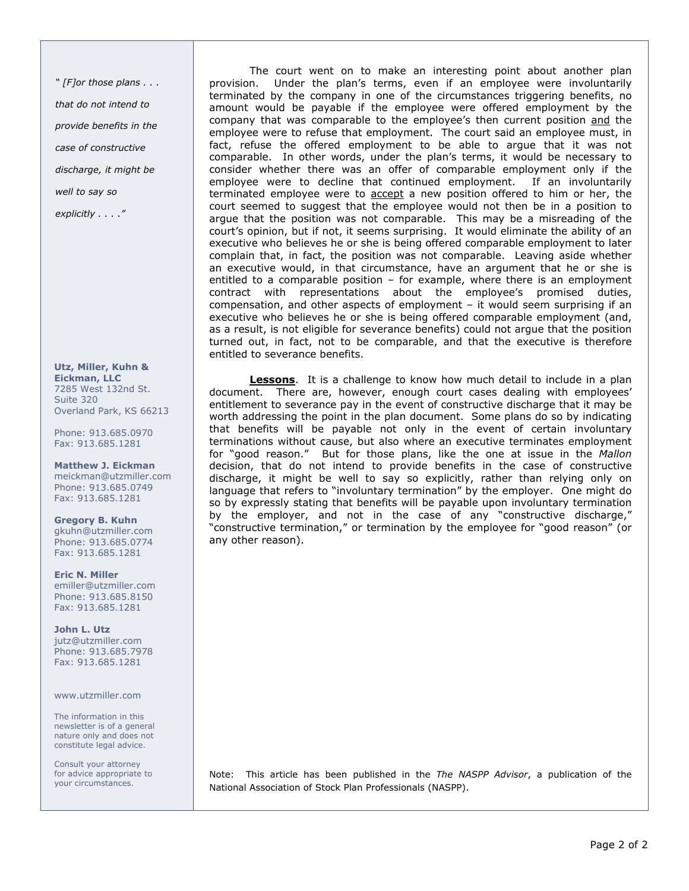" [F]or those plans . . . that do not intend to provide benefits in the case of constructive discharge, it might be well to say so explicitly . . . ."

The court went on to make an interesting point about another plan provision. Under the plan's terms, even if an employee were involuntarily terminated by the company in one of the circumstances triggering benefits, no amount would be payable if the employee were offered employment by the company that was comparable to the employee's then current position and the employee were to refuse that employment. The court said an employee must, in fact, refuse the offered employment to be able to argue that it was not comparable. In other words, under the plan's terms, it would be necessary to consider whether there was an offer of comparable employment only if the employee were to decline that continued employment. If an involuntarily terminated employee were to accept a new position offered to him or her, the court seemed to suggest that the employee would not then be in a position to argue that the position was not comparable. This may be a misreading of the court's opinion, but if not, it seems surprising. It would eliminate the ability of an executive who believes he or she is being offered comparable employment to later complain that, in fact, the position was not comparable. Leaving aside whether an executive would, in that circumstance, have an argument that he or she is entitled to a comparable position – for example, where there is an employment contract with representations about the employee's promised duties, compensation, and other aspects of employment – it would seem surprising if an executive who believes he or she is being offered comparable employment (and, as a result, is not eligible for severance benefits) could not argue that the position turned out, in fact, not to be comparable, and that the executive is therefore entitled to severance benefits.

**Lessons**. It is a challenge to know how much detail to include in a plan document. There are, however, enough court cases dealing with employees' entitlement to severance pay in the event of constructive discharge that it may be worth addressing the point in the plan document. Some plans do so by indicating that benefits will be payable not only in the event of certain involuntary terminations without cause, but also where an executive terminates employment for "good reason." But for those plans, like the one at issue in the *Mallon* decision, that do not intend to provide benefits in the case of constructive discharge, it might be well to say so explicitly, rather than relying only on language that refers to "involuntary termination" by the employer. One might do so by expressly stating that benefits will be payable upon involuntary termination by the employer, and not in the case of any "constructive discharge," "constructive termination," or termination by the employee for "good reason" (or any other reason).

Note: This article has been published in the *The NASPP Advisor*, a publication of the National Association of Stock Plan Professionals (NASPP).

**Utz, Miller, Kuhn & Eickman, LLC**
7285 West 132nd St.
Suite 320
Overland Park, KS 66213

Phone: 913.685.0970
Fax: 913.685.1281

**Matthew J. Eickman**
meickman@utzmiller.com
Phone: 913.685.0749
Fax: 913.685.1281

**Gregory B. Kuhn**
gkuhn@utzmiller.com
Phone: 913.685.0774
Fax: 913.685.1281

**Eric N. Miller**
emiller@utzmiller.com
Phone: 913.685.8150
Fax: 913.685.1281

**John L. Utz**
jutz@utzmiller.com
Phone: 913.685.7978
Fax: 913.685.1281

www.utzmiller.com

The information in this newsletter is of a general nature only and does not constitute legal advice.

Consult your attorney for advice appropriate to your circumstances.